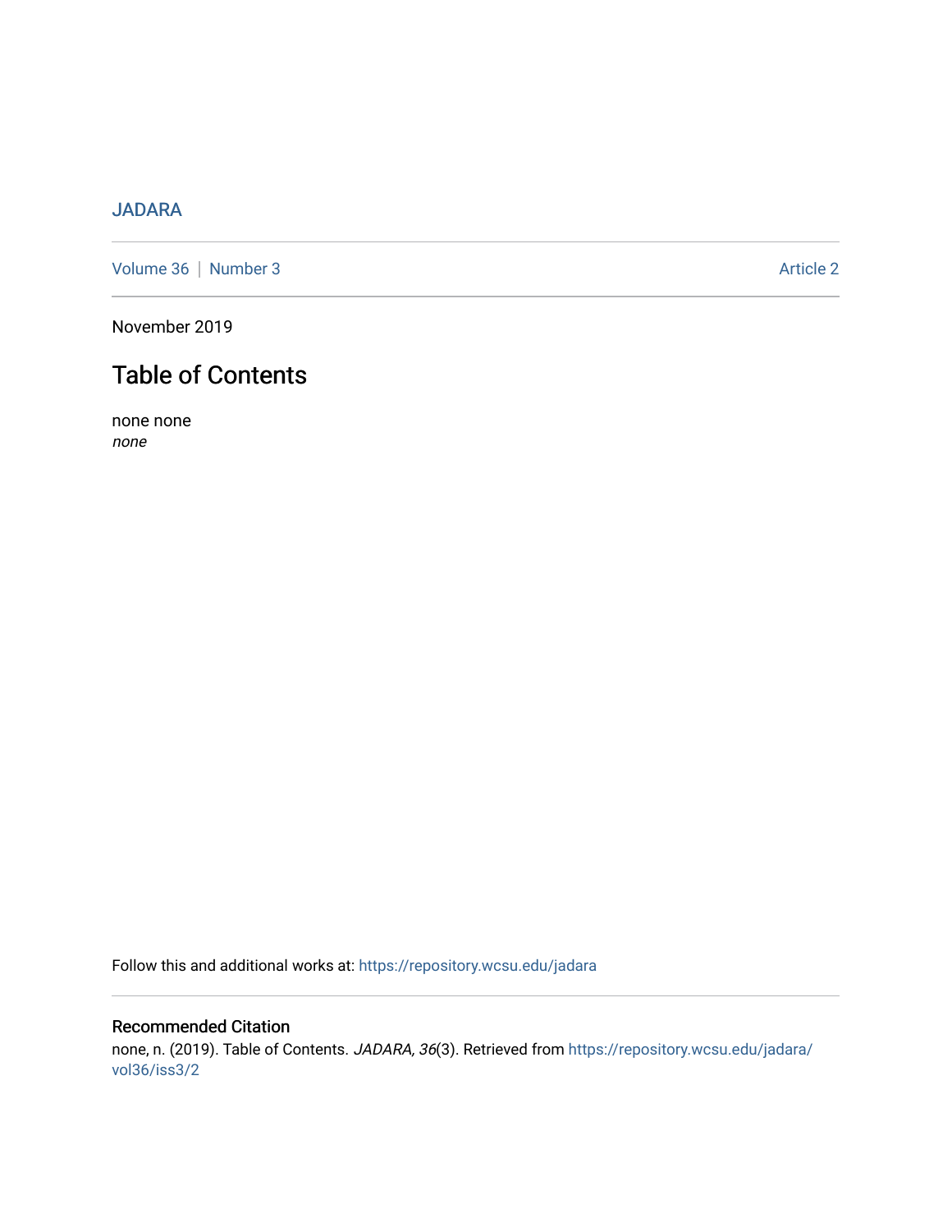JADARA

Volume 36 | Number 3 Article 2

November 2019

# Table of Contents

none none
*none*

Follow this and additional works at: https://repository.wcsu.edu/jadara

## Recommended Citation

none, n. (2019). Table of Contents. *JADARA, 36*(3). Retrieved from https://repository.wcsu.edu/jadara/vol36/iss3/2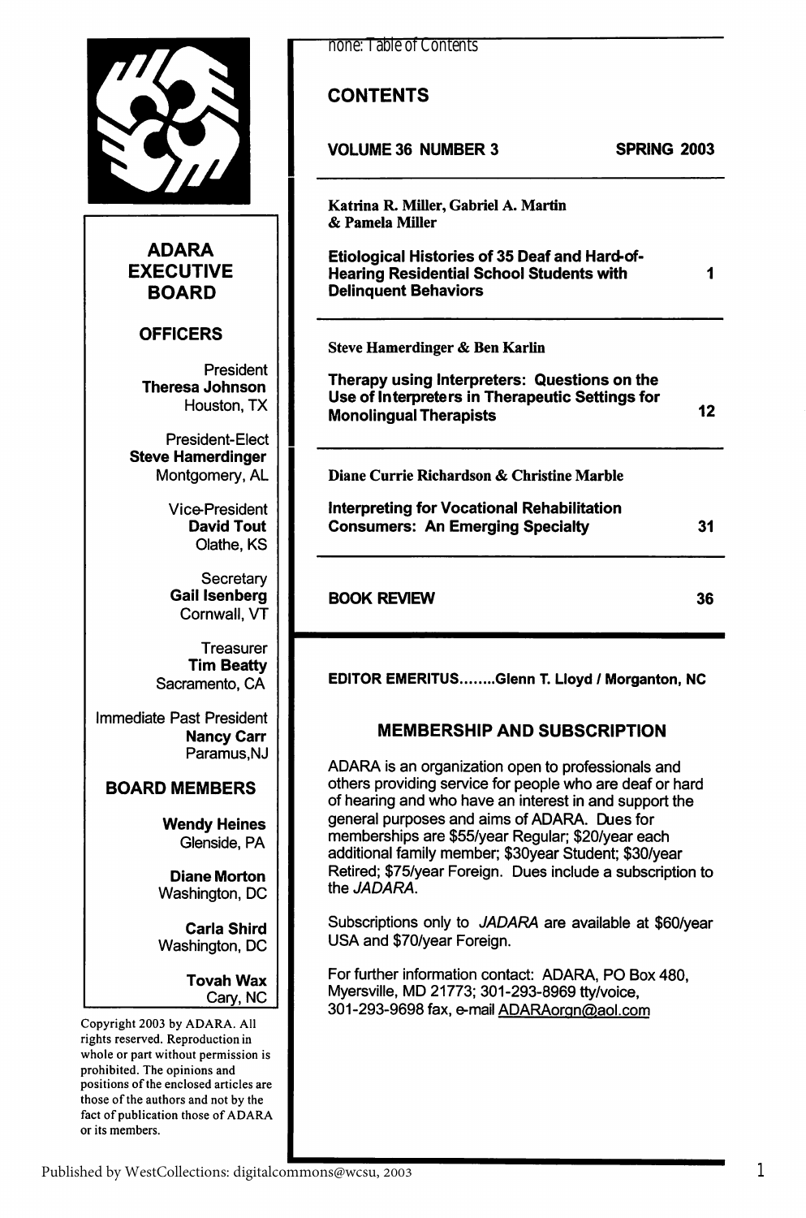none: Table of Contents

## CONTENTS

**VOLUME 36 NUMBER 3 — SPRING 2003**

| | |
|---|---|
| Katrina R. Miller, Gabriel A. Martin & Pamela Miller<br>**Etiological Histories of 35 Deaf and Hard-of-Hearing Residential School Students with Delinquent Behaviors** | 1 |
| Steve Hamerdinger & Ben Karlin<br>**Therapy using Interpreters: Questions on the Use of Interpreters in Therapeutic Settings for Monolingual Therapists** | 12 |
| Diane Currie Richardson & Christine Marble<br>**Interpreting for Vocational Rehabilitation Consumers: An Emerging Specialty** | 31 |
| **BOOK REVIEW** | 36 |

**EDITOR EMERITUS........Glenn T. Lloyd / Morganton, NC**

### MEMBERSHIP AND SUBSCRIPTION

ADARA is an organization open to professionals and others providing service for people who are deaf or hard of hearing and who have an interest in and support the general purposes and aims of ADARA. Dues for memberships are $55/year Regular; $20/year each additional family member; $30year Student; $30/year Retired; $75/year Foreign. Dues include a subscription to the *JADARA*.

Subscriptions only to *JADARA* are available at $60/year USA and $70/year Foreign.

For further information contact: ADARA, PO Box 480, Myersville, MD 21773; 301-293-8969 tty/voice, 301-293-9698 fax, e-mail ADARAorgn@aol.com

## ADARA EXECUTIVE BOARD

### OFFICERS

President
**Theresa Johnson**
Houston, TX

President-Elect
**Steve Hamerdinger**
Montgomery, AL

Vice-President
**David Tout**
Olathe, KS

Secretary
**Gail Isenberg**
Cornwall, VT

Treasurer
**Tim Beatty**
Sacramento, CA

Immediate Past President
**Nancy Carr**
Paramus,NJ

### BOARD MEMBERS

**Wendy Heines**
Glenside, PA

**Diane Morton**
Washington, DC

**Carla Shird**
Washington, DC

**Tovah Wax**
Cary, NC

Copyright 2003 by ADARA. All rights reserved. Reproduction in whole or part without permission is prohibited. The opinions and positions of the enclosed articles are those of the authors and not by the fact of publication those of ADARA or its members.